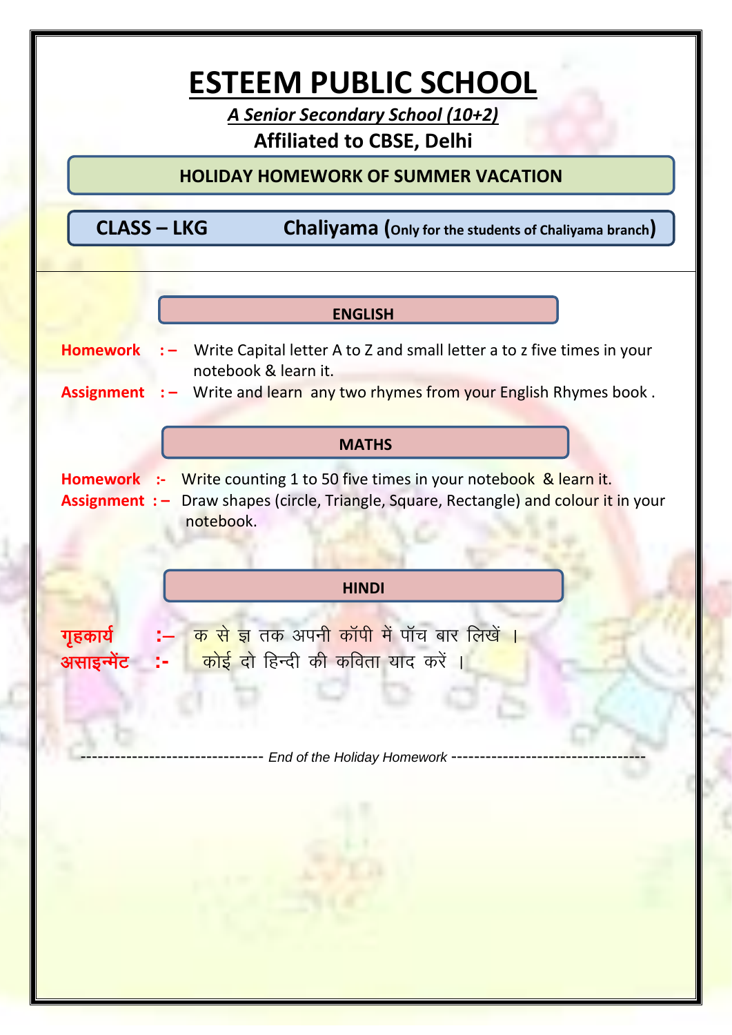# ESTEEM PUBLIC SCHOOL

***A Senior Secondary School (10+2)***

**Affiliated to CBSE, Delhi**

**HOLIDAY HOMEWORK OF SUMMER VACATION**

**CLASS – LKG** **Chaliyama (Only for the students of Chaliyama branch)**

## ENGLISH

**Homework :–** Write Capital letter A to Z and small letter a to z five times in your notebook & learn it.

**Assignment :–** Write and learn any two rhymes from your English Rhymes book .

## MATHS

**Homework :-** Write counting 1 to 50 five times in your notebook & learn it.

**Assignment :–** Draw shapes (circle, Triangle, Square, Rectangle) and colour it in your notebook.

## HINDI

**गृहकार्य :–** क से ज्ञ तक अपनी कॉपी में पॉच बार लिखें ।

**असाइन्मेंट :-** कोई दो हिन्दी की कविता याद करें ।

------------------------------- *End of the Holiday Homework* ---------------------------------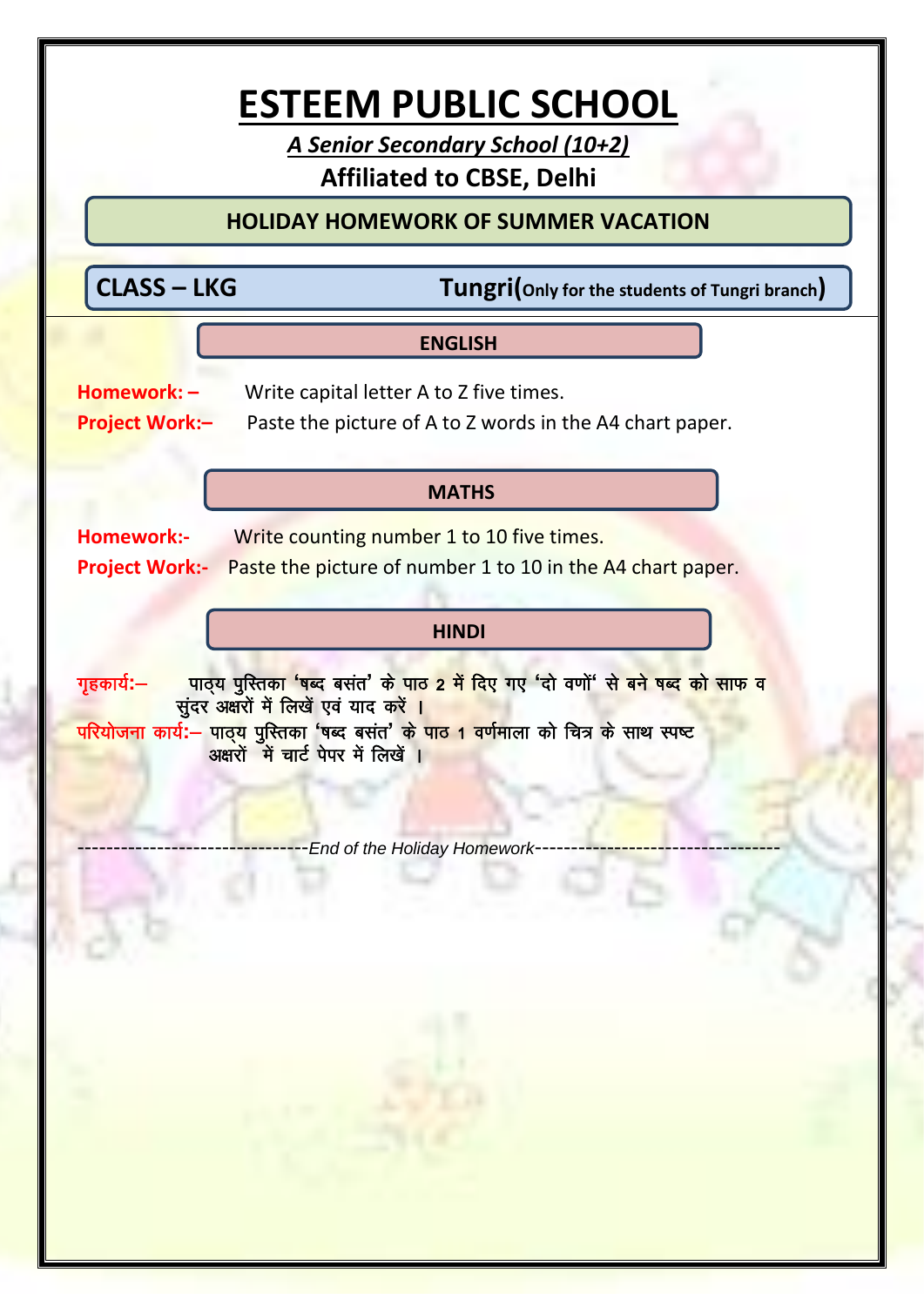# ESTEEM PUBLIC SCHOOL

***A Senior Secondary School (10+2)***

**Affiliated to CBSE, Delhi**

**HOLIDAY HOMEWORK OF SUMMER VACATION**

**CLASS – LKG** **Tungri(Only for the students of Tungri branch)**

## ENGLISH

**Homework: –** Write capital letter A to Z five times.

**Project Work:–** Paste the picture of A to Z words in the A4 chart paper.

## MATHS

**Homework:-** Write counting number 1 to 10 five times.

**Project Work:-** Paste the picture of number 1 to 10 in the A4 chart paper.

## HINDI

**गृहकार्य:–** पाठ्य पुस्तिका 'षब्द बसंत' के पाठ 2 में दिए गए 'दो वर्णों' से बने षब्द को साफ व सुंदर अक्षरों में लिखें एवं याद करें ।

**परियोजना कार्य:–** पाठ्य पुस्तिका 'षब्द बसंत' के पाठ 1 वर्णमाला को चित्र के साथ स्पष्ट अक्षरों में चार्ट पेपर में लिखें ।

-------------------------------*End of the Holiday Homework*---------------------------------